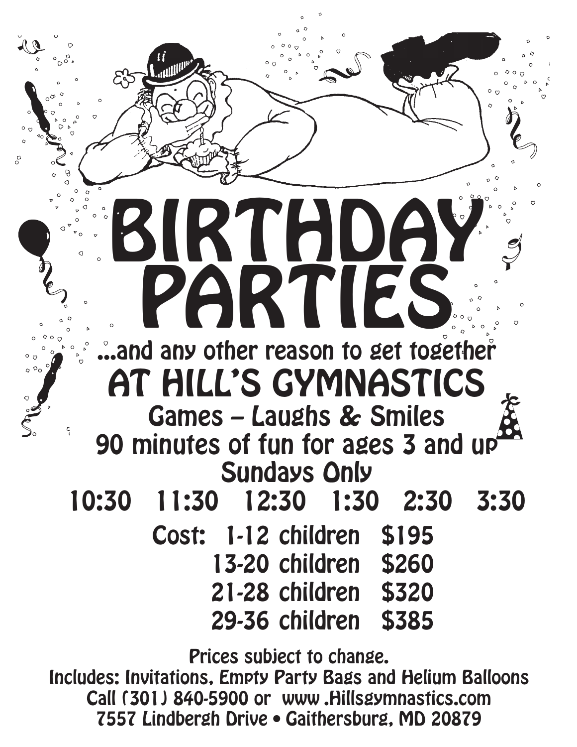# BIRTHDAY PARTIES

...and any other reason to get together

## AT HILL'S GYMNASTICS

Games – Laughs & Smiles

90 minutes of fun for ages 3 and up

Sundays Only

10:30   11:30   12:30   1:30   2:30   3:30

| Cost: | | |
|---|---|---|
| | 1-12 children | $195 |
| | 13-20 children | $260 |
| | 21-28 children | $320 |
| | 29-36 children | $385 |

Prices subject to change.

Includes: Invitations, Empty Party Bags and Helium Balloons

Call (301) 840-5900 or www .Hillsgymnastics.com

7557 Lindbergh Drive • Gaithersburg, MD 20879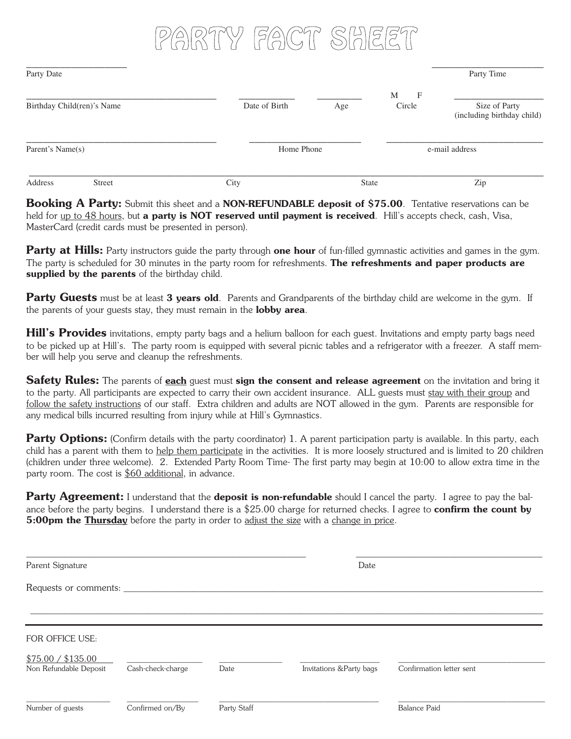# PARTY FACT SHEET

\_\_\_\_\_\_\_\_\_\_\_\_\_\_\_\_\_\_\_\_ Party Date

\_\_\_\_\_\_\_\_\_\_\_\_\_\_\_\_\_\_\_\_ Party Time

\_\_\_\_\_\_\_\_\_\_\_\_\_\_\_\_\_\_\_\_ Birthday Child(ren)'s Name

\_\_\_\_\_\_\_\_\_\_ Date of Birth

\_\_\_\_\_\_\_\_ Age

M F Circle

\_\_\_\_\_\_\_\_\_\_ Size of Party (including birthday child)

\_\_\_\_\_\_\_\_\_\_\_\_\_\_\_\_\_\_\_\_ Parent's Name(s)

\_\_\_\_\_\_\_\_\_\_ Home Phone

\_\_\_\_\_\_\_\_\_\_ e-mail address

\_\_\_\_\_\_\_\_\_\_\_\_\_\_\_\_\_\_\_\_\_\_\_\_\_\_\_\_\_\_\_\_\_\_\_\_\_\_\_\_\_\_\_\_

Address Street City State Zip

**Booking A Party:** Submit this sheet and a **NON-REFUNDABLE deposit of $75.00**. Tentative reservations can be held for up to 48 hours, but **a party is NOT reserved until payment is received**. Hill's accepts check, cash, Visa, MasterCard (credit cards must be presented in person).

**Party at Hills:** Party instructors guide the party through **one hour** of fun-filled gymnastic activities and games in the gym. The party is scheduled for 30 minutes in the party room for refreshments. **The refreshments and paper products are supplied by the parents** of the birthday child.

**Party Guests** must be at least **3 years old**. Parents and Grandparents of the birthday child are welcome in the gym. If the parents of your guests stay, they must remain in the **lobby area**.

**Hill's Provides** invitations, empty party bags and a helium balloon for each guest. Invitations and empty party bags need to be picked up at Hill's. The party room is equipped with several picnic tables and a refrigerator with a freezer. A staff member will help you serve and cleanup the refreshments.

**Safety Rules:** The parents of **each** guest must **sign the consent and release agreement** on the invitation and bring it to the party. All participants are expected to carry their own accident insurance. ALL guests must stay with their group and follow the safety instructions of our staff. Extra children and adults are NOT allowed in the gym. Parents are responsible for any medical bills incurred resulting from injury while at Hill's Gymnastics.

**Party Options:** (Confirm details with the party coordinator) 1. A parent participation party is available. In this party, each child has a parent with them to help them participate in the activities. It is more loosely structured and is limited to 20 children (children under three welcome). 2. Extended Party Room Time- The first party may begin at 10:00 to allow extra time in the party room. The cost is $60 additional, in advance.

**Party Agreement:** I understand that the **deposit is non-refundable** should I cancel the party. I agree to pay the balance before the party begins. I understand there is a $25.00 charge for returned checks. I agree to **confirm the count by 5:00pm the Thursday** before the party in order to adjust the size with a change in price.

\_\_\_\_\_\_\_\_\_\_\_\_\_\_\_\_\_\_\_\_\_\_\_\_\_\_\_\_\_\_ Parent Signature

\_\_\_\_\_\_\_\_\_\_\_\_\_\_\_\_\_\_\_\_ Date

Requests or comments: \_\_\_\_\_\_\_\_\_\_\_\_\_\_\_\_\_\_\_\_\_\_\_\_\_\_\_\_\_\_\_\_\_\_\_\_\_\_\_\_

\_\_\_\_\_\_\_\_\_\_\_\_\_\_\_\_\_\_\_\_\_\_\_\_\_\_\_\_\_\_\_\_\_\_\_\_\_\_\_\_\_\_\_\_\_\_\_\_\_\_\_\_\_\_\_\_\_\_\_\_

FOR OFFICE USE:

| | | | | |
|---|---|---|---|---|
| $75.00 / $135.00 | | | | |
| Non Refundable Deposit | Cash-check-charge | Date | Invitations &Party bags | Confirmation letter sent |
| | | | | |
| Number of guests | Confirmed on/By | Party Staff | | Balance Paid |